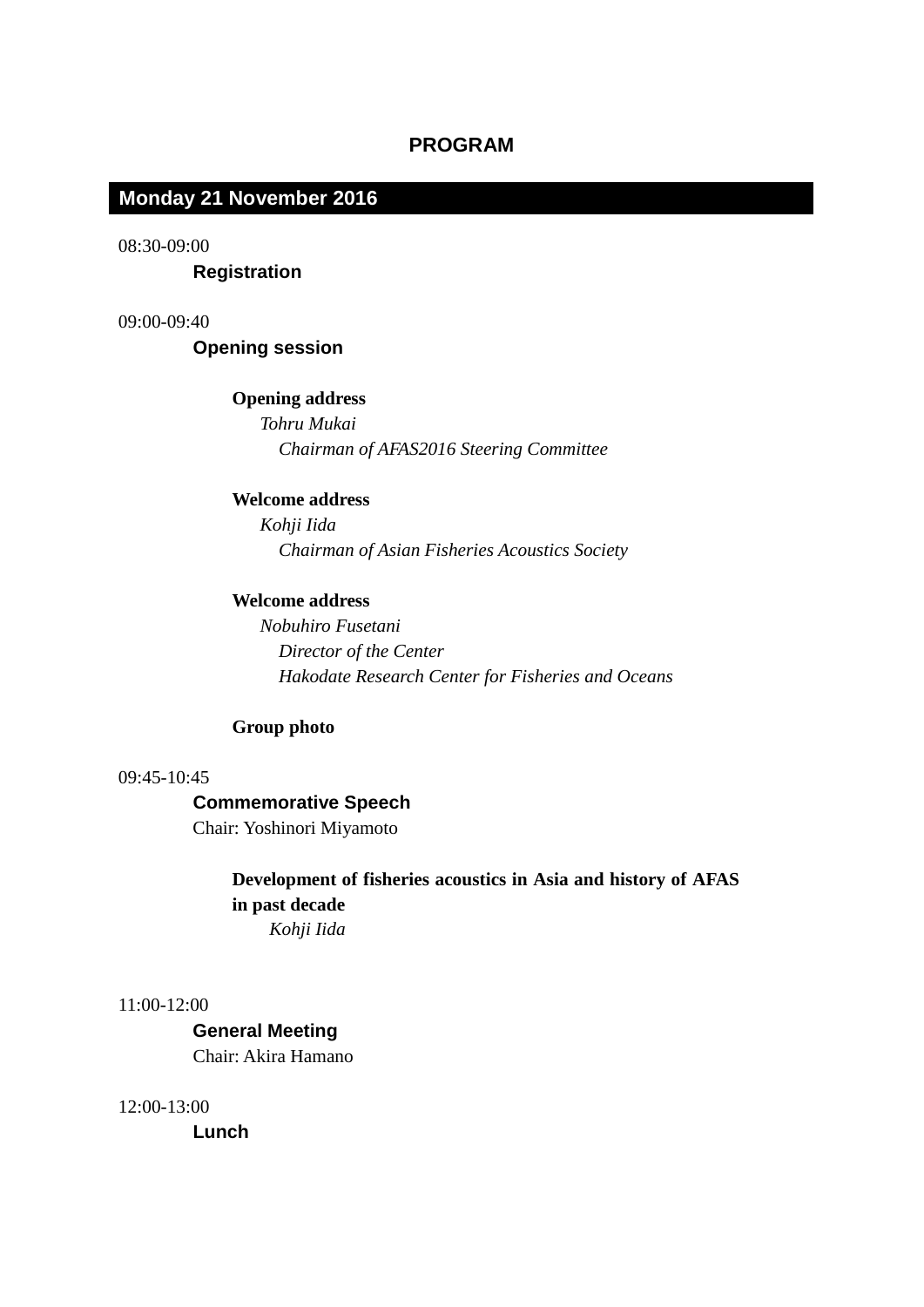# PROGRAM

## Monday 21 November 2016

08:30-09:00

**Registration**

09:00-09:40

**Opening session**

**Opening address**
*Tohru Mukai*
*Chairman of AFAS2016 Steering Committee*

**Welcome address**
*Kohji Iida*
*Chairman of Asian Fisheries Acoustics Society*

**Welcome address**
*Nobuhiro Fusetani*
*Director of the Center*
*Hakodate Research Center for Fisheries and Oceans*

**Group photo**

09:45-10:45

**Commemorative Speech**
Chair: Yoshinori Miyamoto

**Development of fisheries acoustics in Asia and history of AFAS in past decade**
*Kohji Iida*

11:00-12:00

**General Meeting**
Chair: Akira Hamano

12:00-13:00

**Lunch**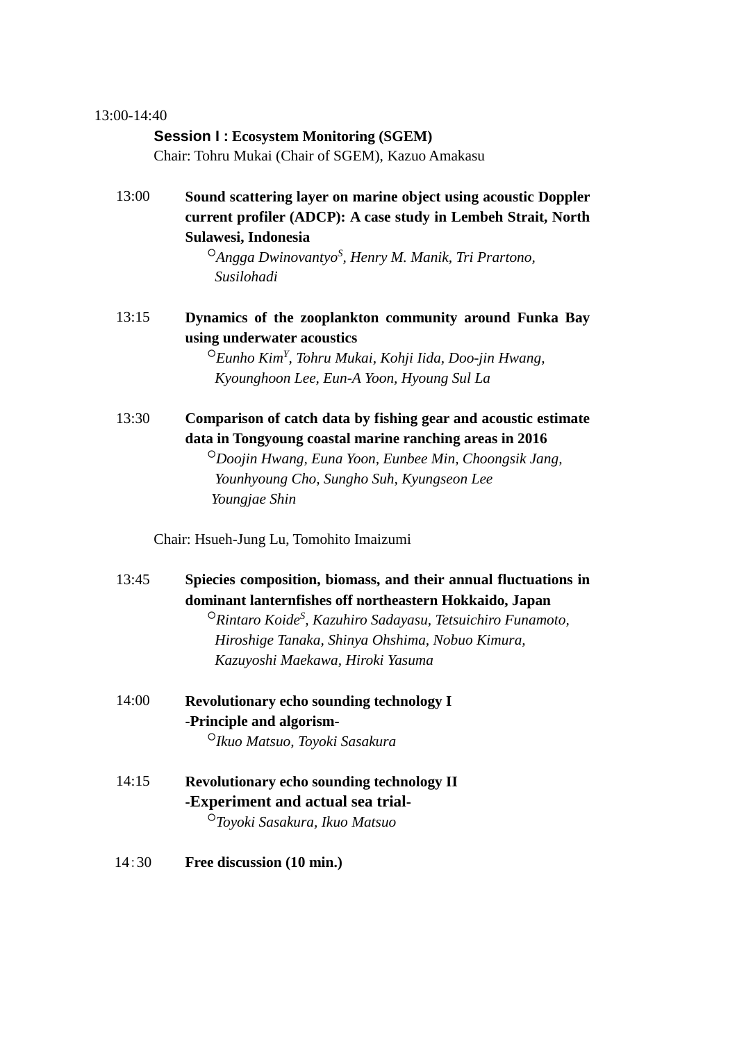13:00-14:40

**Session I : Ecosystem Monitoring (SGEM)**
Chair: Tohru Mukai (Chair of SGEM), Kazuo Amakasu

13:00 **Sound scattering layer on marine object using acoustic Doppler current profiler (ADCP): A case study in Lembeh Strait, North Sulawesi, Indonesia**
○*Angga Dwinovantyo*[S]*, Henry M. Manik, Tri Prartono, Susilohadi*

13:15 **Dynamics of the zooplankton community around Funka Bay using underwater acoustics**
○*Eunho Kim*[Y]*, Tohru Mukai, Kohji Iida, Doo-jin Hwang, Kyounghoon Lee, Eun-A Yoon, Hyoung Sul La*

13:30 **Comparison of catch data by fishing gear and acoustic estimate data in Tongyoung coastal marine ranching areas in 2016**
○*Doojin Hwang, Euna Yoon, Eunbee Min, Choongsik Jang, Younhyoung Cho, Sungho Suh, Kyungseon Lee Youngjae Shin*

Chair: Hsueh-Jung Lu, Tomohito Imaizumi

13:45 **Spiecies composition, biomass, and their annual fluctuations in dominant lanternfishes off northeastern Hokkaido, Japan**
○*Rintaro Koide*[S]*, Kazuhiro Sadayasu, Tetsuichiro Funamoto, Hiroshige Tanaka, Shinya Ohshima, Nobuo Kimura, Kazuyoshi Maekawa, Hiroki Yasuma*

14:00 **Revolutionary echo sounding technology I -Principle and algorism-**
○*Ikuo Matsuo, Toyoki Sasakura*

14:15 **Revolutionary echo sounding technology II -Experiment and actual sea trial-**
○*Toyoki Sasakura, Ikuo Matsuo*

14：30 **Free discussion (10 min.)**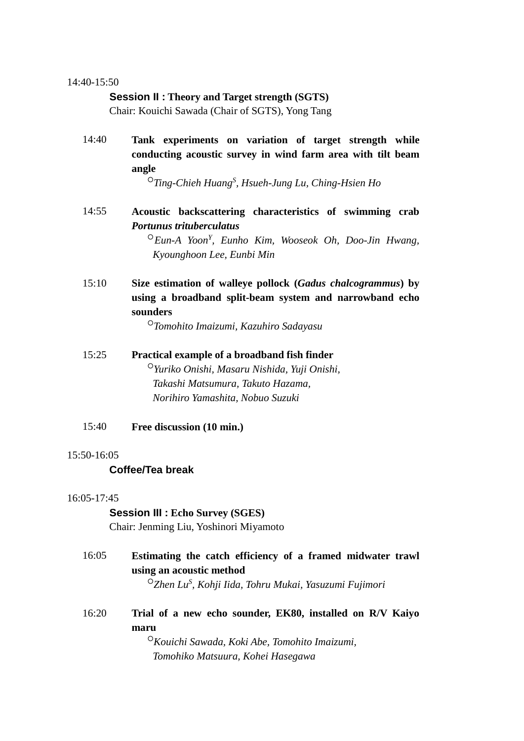14:40-15:50

**Session II : Theory and Target strength (SGTS)**
Chair: Kouichi Sawada (Chair of SGTS), Yong Tang

14:40 **Tank experiments on variation of target strength while conducting acoustic survey in wind farm area with tilt beam angle**
○*Ting-Chieh Huang*[S]*, Hsueh-Jung Lu, Ching-Hsien Ho*

14:55 **Acoustic backscattering characteristics of swimming crab *Portunus trituberculatus***
○*Eun-A Yoon*[Y]*, Eunho Kim, Wooseok Oh, Doo-Jin Hwang, Kyounghoon Lee, Eunbi Min*

15:10 **Size estimation of walleye pollock (*Gadus chalcogrammus*) by using a broadband split-beam system and narrowband echo sounders**
○*Tomohito Imaizumi, Kazuhiro Sadayasu*

15:25 **Practical example of a broadband fish finder**
○*Yuriko Onishi, Masaru Nishida, Yuji Onishi, Takashi Matsumura, Takuto Hazama, Norihiro Yamashita, Nobuo Suzuki*

15:40 **Free discussion (10 min.)**

15:50-16:05

**Coffee/Tea break**

16:05-17:45

**Session III : Echo Survey (SGES)**
Chair: Jenming Liu, Yoshinori Miyamoto

16:05 **Estimating the catch efficiency of a framed midwater trawl using an acoustic method**
○*Zhen Lu*[S]*, Kohji Iida, Tohru Mukai, Yasuzumi Fujimori*

16:20 **Trial of a new echo sounder, EK80, installed on R/V Kaiyo maru**
○*Kouichi Sawada, Koki Abe, Tomohito Imaizumi, Tomohiko Matsuura, Kohei Hasegawa*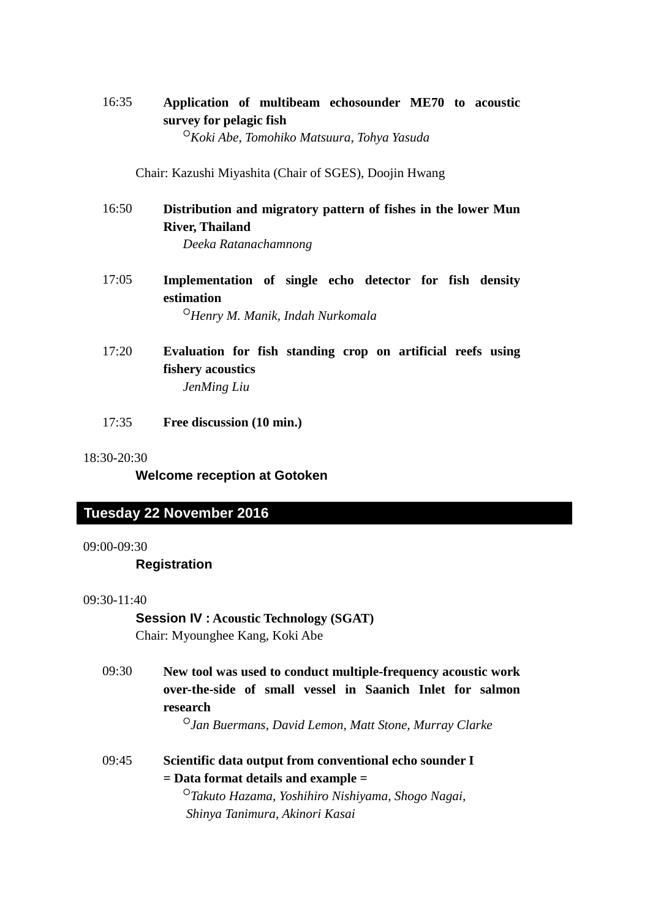16:35 **Application of multibeam echosounder ME70 to acoustic survey for pelagic fish**
○*Koki Abe, Tomohiko Matsuura, Tohya Yasuda*

Chair: Kazushi Miyashita (Chair of SGES), Doojin Hwang

16:50 **Distribution and migratory pattern of fishes in the lower Mun River, Thailand**
*Deeka Ratanachamnong*

17:05 **Implementation of single echo detector for fish density estimation**
○*Henry M. Manik, Indah Nurkomala*

17:20 **Evaluation for fish standing crop on artificial reefs using fishery acoustics**
*JenMing Liu*

17:35 **Free discussion (10 min.)**

18:30-20:30
**Welcome reception at Gotoken**

## Tuesday 22 November 2016

09:00-09:30
**Registration**

09:30-11:40
**Session IV : Acoustic Technology (SGAT)**
Chair: Myounghee Kang, Koki Abe

09:30 **New tool was used to conduct multiple-frequency acoustic work over-the-side of small vessel in Saanich Inlet for salmon research**
○*Jan Buermans, David Lemon, Matt Stone, Murray Clarke*

09:45 **Scientific data output from conventional echo sounder I = Data format details and example =**
○*Takuto Hazama, Yoshihiro Nishiyama, Shogo Nagai, Shinya Tanimura, Akinori Kasai*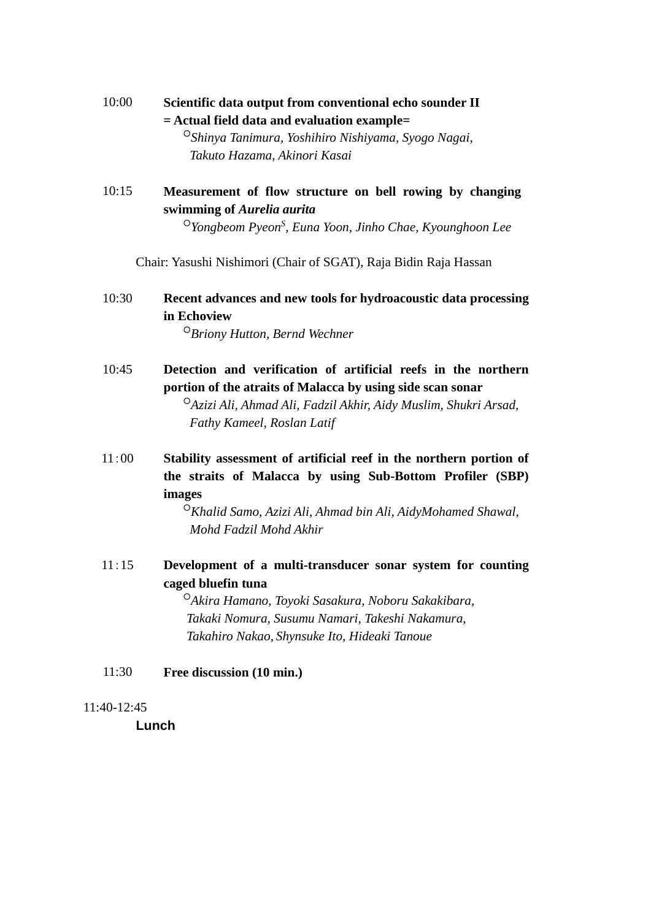10:00 **Scientific data output from conventional echo sounder II = Actual field data and evaluation example=**
○*Shinya Tanimura, Yoshihiro Nishiyama, Syogo Nagai, Takuto Hazama, Akinori Kasai*

10:15 **Measurement of flow structure on bell rowing by changing swimming of *Aurelia aurita***
○*Yongbeom Pyeon*[S]*, Euna Yoon, Jinho Chae, Kyounghoon Lee*

Chair: Yasushi Nishimori (Chair of SGAT), Raja Bidin Raja Hassan

10:30 **Recent advances and new tools for hydroacoustic data processing in Echoview**
○*Briony Hutton, Bernd Wechner*

10:45 **Detection and verification of artificial reefs in the northern portion of the atraits of Malacca by using side scan sonar**
○*Azizi Ali, Ahmad Ali, Fadzil Akhir, Aidy Muslim, Shukri Arsad, Fathy Kameel, Roslan Latif*

11：00 **Stability assessment of artificial reef in the northern portion of the straits of Malacca by using Sub-Bottom Profiler (SBP) images**
○*Khalid Samo, Azizi Ali, Ahmad bin Ali, AidyMohamed Shawal, Mohd Fadzil Mohd Akhir*

11：15 **Development of a multi-transducer sonar system for counting caged bluefin tuna**
○*Akira Hamano, Toyoki Sasakura, Noboru Sakakibara, Takaki Nomura, Susumu Namari, Takeshi Nakamura, Takahiro Nakao, Shynsuke Ito, Hideaki Tanoue*

11:30 **Free discussion (10 min.)**

11:40-12:45

**Lunch**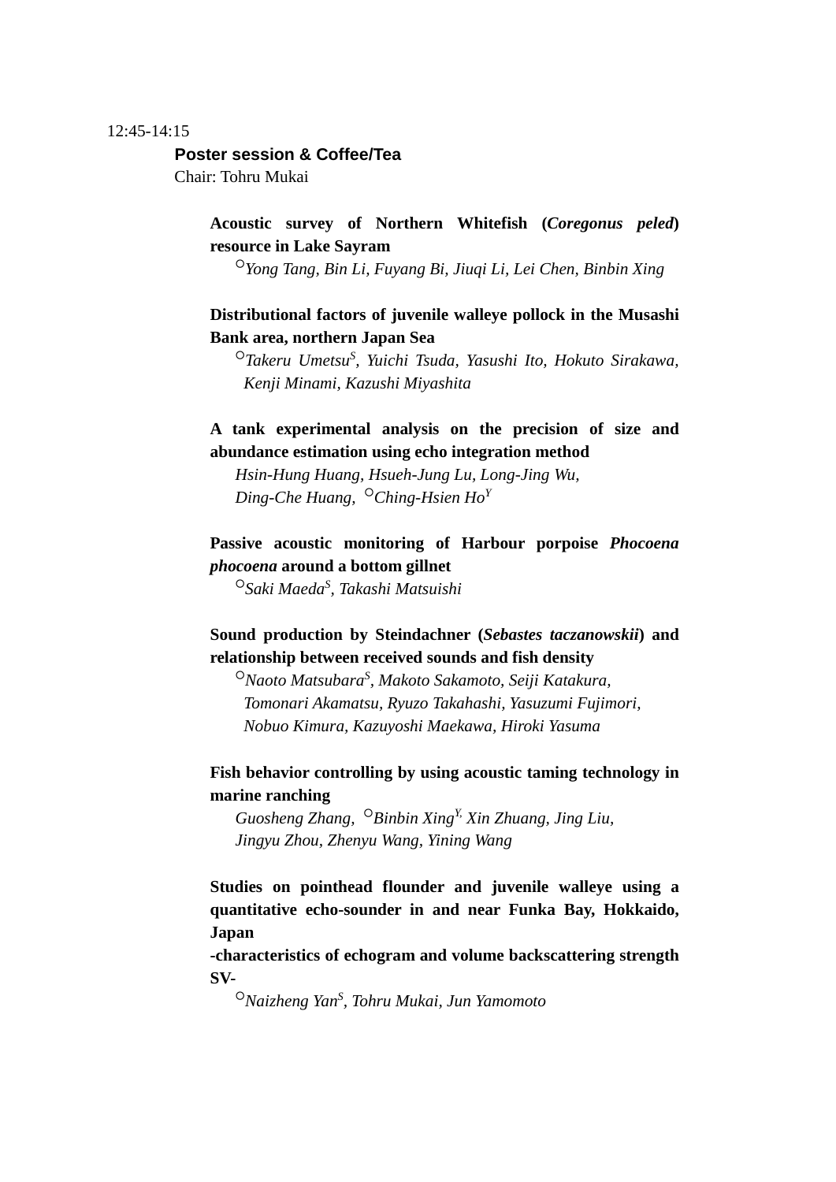12:45-14:15

**Poster session & Coffee/Tea**

Chair: Tohru Mukai

**Acoustic survey of Northern Whitefish (*Coregonus peled*) resource in Lake Sayram**

○*Yong Tang, Bin Li, Fuyang Bi, Jiuqi Li, Lei Chen, Binbin Xing*

**Distributional factors of juvenile walleye pollock in the Musashi Bank area, northern Japan Sea**

○*Takeru Umetsu*[S]*, Yuichi Tsuda, Yasushi Ito, Hokuto Sirakawa, Kenji Minami, Kazushi Miyashita*

**A tank experimental analysis on the precision of size and abundance estimation using echo integration method**

*Hsin-Hung Huang, Hsueh-Jung Lu, Long-Jing Wu, Ding-Che Huang,* ○*Ching-Hsien Ho*[Y]

**Passive acoustic monitoring of Harbour porpoise *Phocoena phocoena* around a bottom gillnet**

○*Saki Maeda*[S]*, Takashi Matsuishi*

**Sound production by Steindachner (*Sebastes taczanowskii*) and relationship between received sounds and fish density**

○*Naoto Matsubara*[S]*, Makoto Sakamoto, Seiji Katakura, Tomonari Akamatsu, Ryuzo Takahashi, Yasuzumi Fujimori, Nobuo Kimura, Kazuyoshi Maekawa, Hiroki Yasuma*

**Fish behavior controlling by using acoustic taming technology in marine ranching**

*Guosheng Zhang,* ○*Binbin Xing*[Y]*, Xin Zhuang, Jing Liu, Jingyu Zhou, Zhenyu Wang, Yining Wang*

**Studies on pointhead flounder and juvenile walleye using a quantitative echo-sounder in and near Funka Bay, Hokkaido, Japan**
**-characteristics of echogram and volume backscattering strength SV-**

○*Naizheng Yan*[S]*, Tohru Mukai, Jun Yamomoto*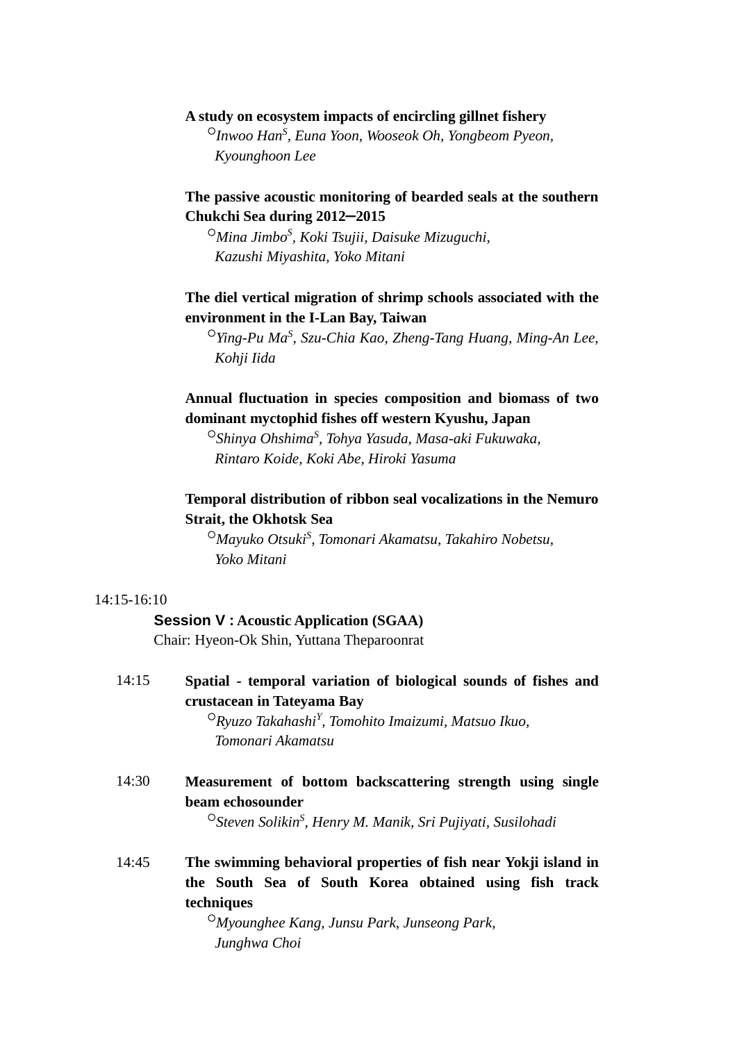**A study on ecosystem impacts of encircling gillnet fishery**
○*Inwoo Han*[S]*, Euna Yoon, Wooseok Oh, Yongbeom Pyeon, Kyounghoon Lee*

**The passive acoustic monitoring of bearded seals at the southern Chukchi Sea during 2012–2015**
○*Mina Jimbo*[S]*, Koki Tsujii, Daisuke Mizuguchi, Kazushi Miyashita, Yoko Mitani*

**The diel vertical migration of shrimp schools associated with the environment in the I-Lan Bay, Taiwan**
○*Ying-Pu Ma*[S]*, Szu-Chia Kao, Zheng-Tang Huang, Ming-An Lee, Kohji Iida*

**Annual fluctuation in species composition and biomass of two dominant myctophid fishes off western Kyushu, Japan**
○*Shinya Ohshima*[S]*, Tohya Yasuda, Masa-aki Fukuwaka, Rintaro Koide, Koki Abe, Hiroki Yasuma*

**Temporal distribution of ribbon seal vocalizations in the Nemuro Strait, the Okhotsk Sea**
○*Mayuko Otsuki*[S]*, Tomonari Akamatsu, Takahiro Nobetsu, Yoko Mitani*

14:15-16:10

**Session V : Acoustic Application (SGAA)**
Chair: Hyeon-Ok Shin, Yuttana Theparoonrat

14:15 **Spatial - temporal variation of biological sounds of fishes and crustacean in Tateyama Bay**
○*Ryuzo Takahashi*[Y]*, Tomohito Imaizumi, Matsuo Ikuo, Tomonari Akamatsu*

14:30 **Measurement of bottom backscattering strength using single beam echosounder**
○*Steven Solikin*[S]*, Henry M. Manik, Sri Pujiyati, Susilohadi*

14:45 **The swimming behavioral properties of fish near Yokji island in the South Sea of South Korea obtained using fish track techniques**
○*Myounghee Kang, Junsu Park, Junseong Park, Junghwa Choi*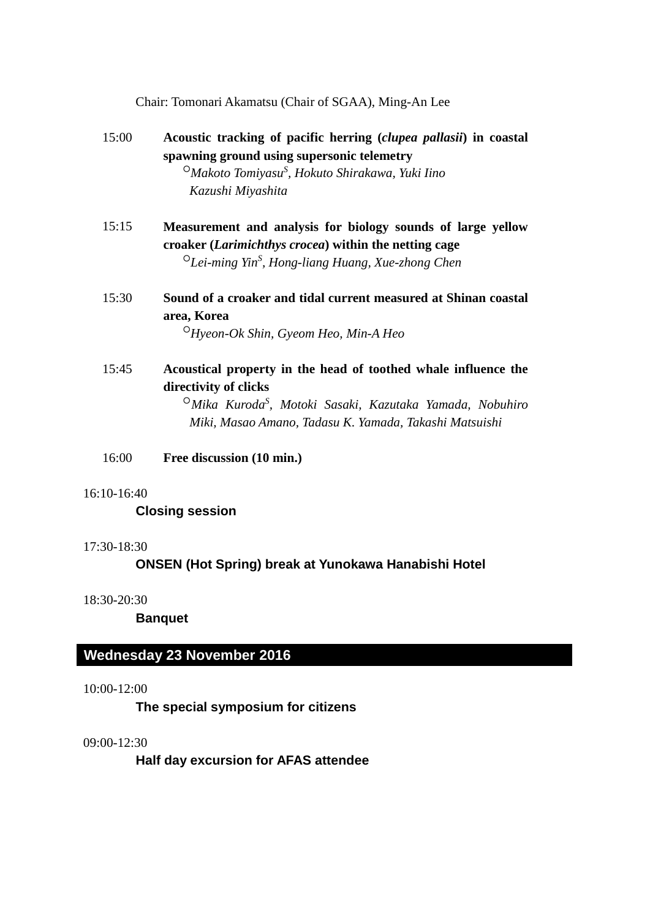Chair: Tomonari Akamatsu (Chair of SGAA), Ming-An Lee

15:00 **Acoustic tracking of pacific herring (*clupea pallasii*) in coastal spawning ground using supersonic telemetry**
○*Makoto Tomiyasu*[S], *Hokuto Shirakawa, Yuki Iino Kazushi Miyashita*

15:15 **Measurement and analysis for biology sounds of large yellow croaker (*Larimichthys crocea*) within the netting cage**
○*Lei-ming Yin*[S], *Hong-liang Huang, Xue-zhong Chen*

15:30 **Sound of a croaker and tidal current measured at Shinan coastal area, Korea**
○*Hyeon-Ok Shin, Gyeom Heo, Min-A Heo*

15:45 **Acoustical property in the head of toothed whale influence the directivity of clicks**
○*Mika Kuroda*[S], *Motoki Sasaki, Kazutaka Yamada, Nobuhiro Miki, Masao Amano, Tadasu K. Yamada, Takashi Matsuishi*

16:00 **Free discussion (10 min.)**

16:10-16:40
**Closing session**

17:30-18:30
**ONSEN (Hot Spring) break at Yunokawa Hanabishi Hotel**

18:30-20:30
**Banquet**

## Wednesday 23 November 2016

10:00-12:00
**The special symposium for citizens**

09:00-12:30
**Half day excursion for AFAS attendee**